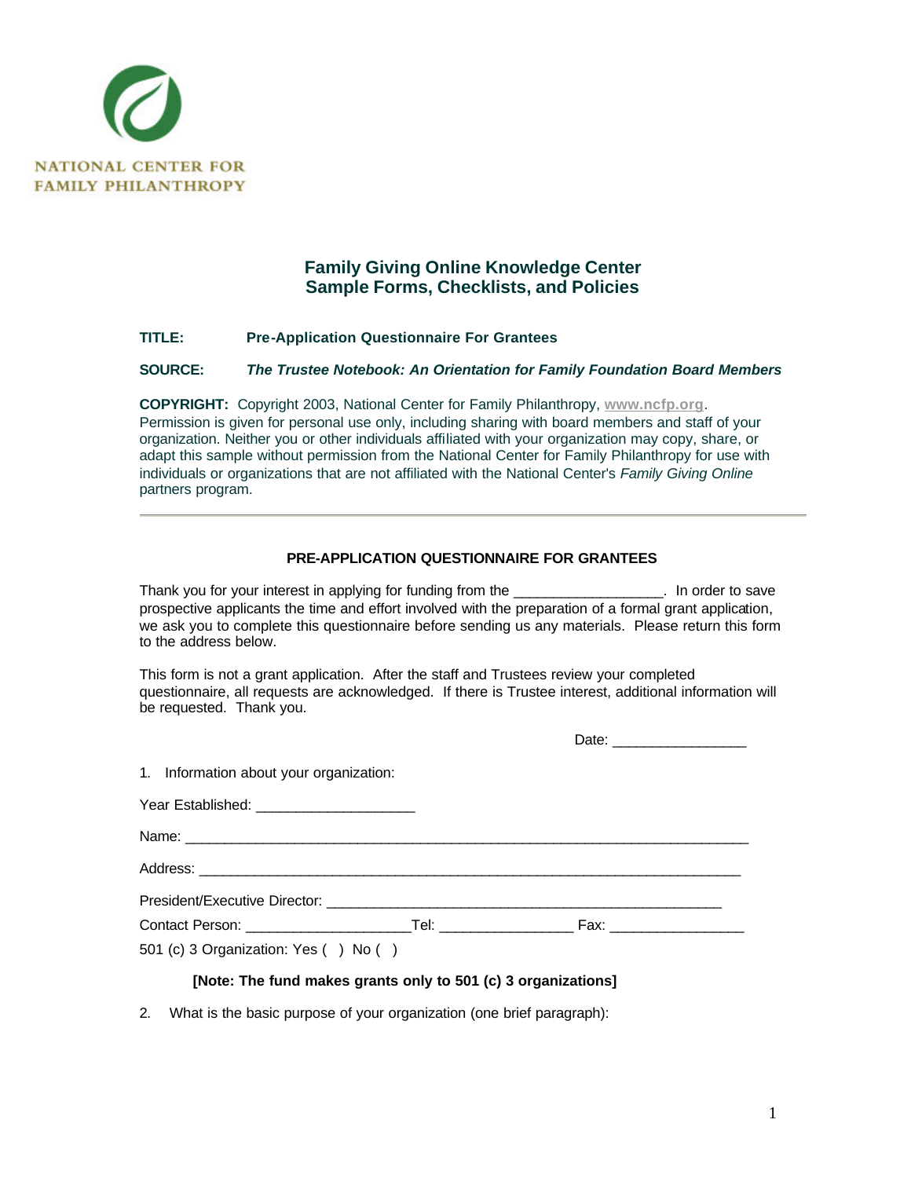NATIONAL CENTER FOR
FAMILY PHILANTHROPY

## Family Giving Online Knowledge Center
## Sample Forms, Checklists, and Policies

**TITLE:** **Pre-Application Questionnaire For Grantees**

**SOURCE:** ***The Trustee Notebook: An Orientation for Family Foundation Board Members***

**COPYRIGHT:** Copyright 2003, National Center for Family Philanthropy, **www.ncfp.org**. Permission is given for personal use only, including sharing with board members and staff of your organization. Neither you or other individuals affiliated with your organization may copy, share, or adapt this sample without permission from the National Center for Family Philanthropy for use with individuals or organizations that are not affiliated with the National Center's *Family Giving Online* partners program.

---

### PRE-APPLICATION QUESTIONNAIRE FOR GRANTEES

Thank you for your interest in applying for funding from the __________________. In order to save prospective applicants the time and effort involved with the preparation of a formal grant application, we ask you to complete this questionnaire before sending us any materials. Please return this form to the address below.

This form is not a grant application. After the staff and Trustees review your completed questionnaire, all requests are acknowledged. If there is Trustee interest, additional information will be requested. Thank you.

Date: _________________

1. Information about your organization:

Year Established: ____________________

Name: ________________________________________________________________________

Address: ______________________________________________________________________

President/Executive Director: ___________________________________________________

Contact Person: ____________________Tel: ________________ Fax: ________________

501 (c) 3 Organization: Yes ( ) No ( )

**[Note: The fund makes grants only to 501 (c) 3 organizations]**

2. What is the basic purpose of your organization (one brief paragraph):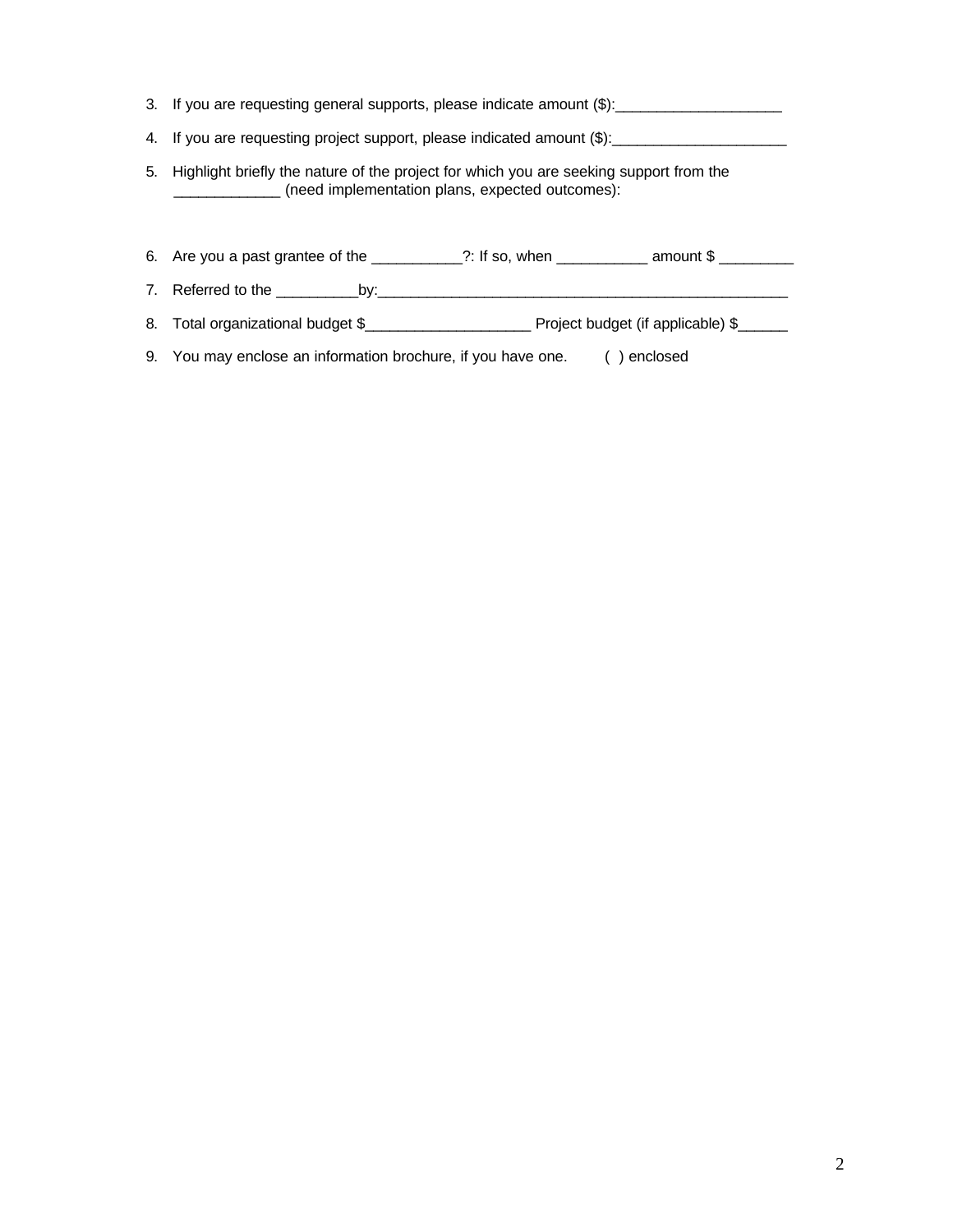3. If you are requesting general supports, please indicate amount ($):____________________

4. If you are requesting project support, please indicated amount ($):_____________________

5. Highlight briefly the nature of the project for which you are seeking support from the _____________ (need implementation plans, expected outcomes):

6. Are you a past grantee of the ___________?: If so, when ___________ amount $ _________

7. Referred to the __________by:___________________________________________________

8. Total organizational budget $____________________ Project budget (if applicable) $______

9. You may enclose an information brochure, if you have one. ( ) enclosed